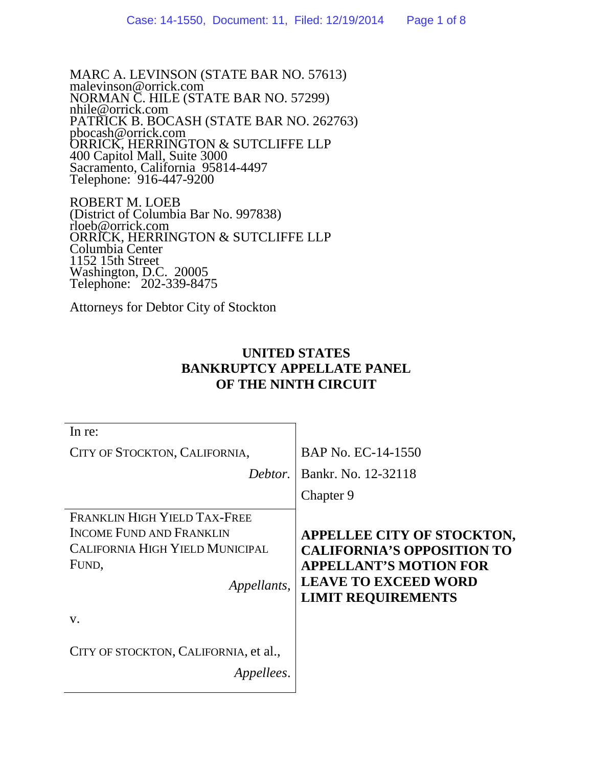MARC A. LEVINSON (STATE BAR NO. 57613)
malevinson@orrick.com
NORMAN C. HILE (STATE BAR NO. 57299)
nhile@orrick.com
PATRICK B. BOCASH (STATE BAR NO. 262763)
pbocash@orrick.com
ORRICK, HERRINGTON & SUTCLIFFE LLP
400 Capitol Mall, Suite 3000
Sacramento, California 95814-4497
Telephone: 916-447-9200

ROBERT M. LOEB
(District of Columbia Bar No. 997838)
rloeb@orrick.com
ORRICK, HERRINGTON & SUTCLIFFE LLP
Columbia Center
1152 15th Street
Washington, D.C. 20005
Telephone: 202-339-8475

Attorneys for Debtor City of Stockton

**UNITED STATES**
**BANKRUPTCY APPELLATE PANEL**
**OF THE NINTH CIRCUIT**

| | |
|---|---|
| In re:<br><br>CITY OF STOCKTON, CALIFORNIA,<br><br>*Debtor.* | BAP No. EC-14-1550<br><br>Bankr. No. 12-32118<br><br>Chapter 9 |
| FRANKLIN HIGH YIELD TAX-FREE INCOME FUND AND FRANKLIN CALIFORNIA HIGH YIELD MUNICIPAL FUND,<br><br>*Appellants,*<br><br>v.<br><br>CITY OF STOCKTON, CALIFORNIA, et al.,<br><br>*Appellees.* | **APPELLEE CITY OF STOCKTON, CALIFORNIA'S OPPOSITION TO APPELLANT'S MOTION FOR LEAVE TO EXCEED WORD LIMIT REQUIREMENTS** |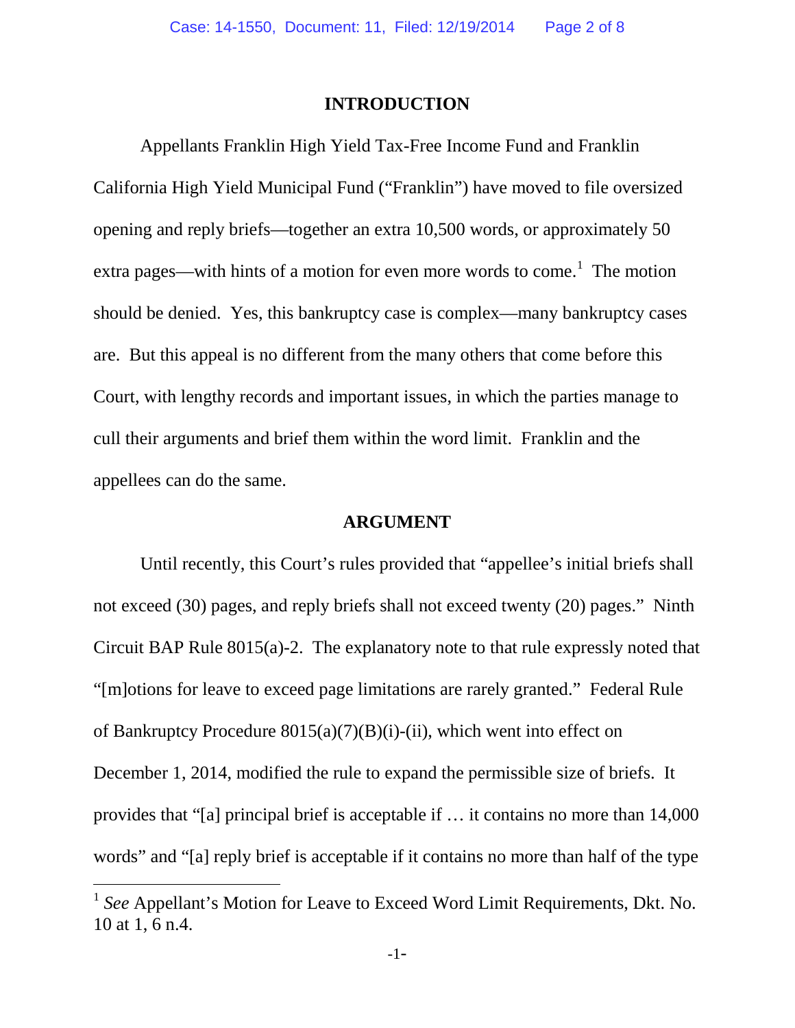## INTRODUCTION

Appellants Franklin High Yield Tax-Free Income Fund and Franklin California High Yield Municipal Fund ("Franklin") have moved to file oversized opening and reply briefs—together an extra 10,500 words, or approximately 50 extra pages—with hints of a motion for even more words to come.[1] The motion should be denied. Yes, this bankruptcy case is complex—many bankruptcy cases are. But this appeal is no different from the many others that come before this Court, with lengthy records and important issues, in which the parties manage to cull their arguments and brief them within the word limit. Franklin and the appellees can do the same.

## ARGUMENT

Until recently, this Court's rules provided that "appellee's initial briefs shall not exceed (30) pages, and reply briefs shall not exceed twenty (20) pages." Ninth Circuit BAP Rule 8015(a)-2. The explanatory note to that rule expressly noted that "[m]otions for leave to exceed page limitations are rarely granted." Federal Rule of Bankruptcy Procedure 8015(a)(7)(B)(i)-(ii), which went into effect on December 1, 2014, modified the rule to expand the permissible size of briefs. It provides that "[a] principal brief is acceptable if … it contains no more than 14,000 words" and "[a] reply brief is acceptable if it contains no more than half of the type

[1] *See* Appellant's Motion for Leave to Exceed Word Limit Requirements, Dkt. No. 10 at 1, 6 n.4.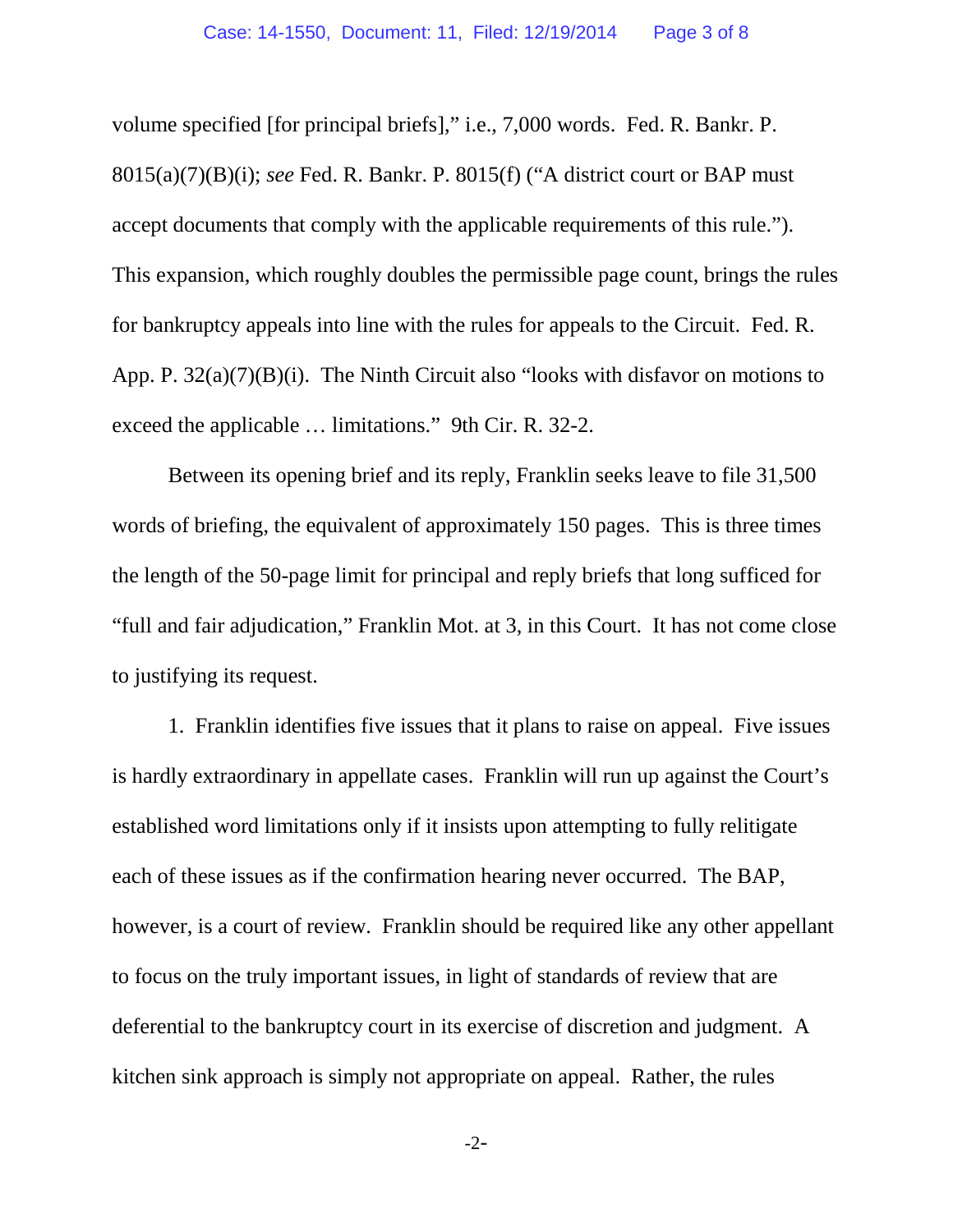volume specified [for principal briefs]," i.e., 7,000 words. Fed. R. Bankr. P. 8015(a)(7)(B)(i); *see* Fed. R. Bankr. P. 8015(f) ("A district court or BAP must accept documents that comply with the applicable requirements of this rule."). This expansion, which roughly doubles the permissible page count, brings the rules for bankruptcy appeals into line with the rules for appeals to the Circuit. Fed. R. App. P. 32(a)(7)(B)(i). The Ninth Circuit also "looks with disfavor on motions to exceed the applicable … limitations." 9th Cir. R. 32-2.

Between its opening brief and its reply, Franklin seeks leave to file 31,500 words of briefing, the equivalent of approximately 150 pages. This is three times the length of the 50-page limit for principal and reply briefs that long sufficed for "full and fair adjudication," Franklin Mot. at 3, in this Court. It has not come close to justifying its request.

1. Franklin identifies five issues that it plans to raise on appeal. Five issues is hardly extraordinary in appellate cases. Franklin will run up against the Court's established word limitations only if it insists upon attempting to fully relitigate each of these issues as if the confirmation hearing never occurred. The BAP, however, is a court of review. Franklin should be required like any other appellant to focus on the truly important issues, in light of standards of review that are deferential to the bankruptcy court in its exercise of discretion and judgment. A kitchen sink approach is simply not appropriate on appeal. Rather, the rules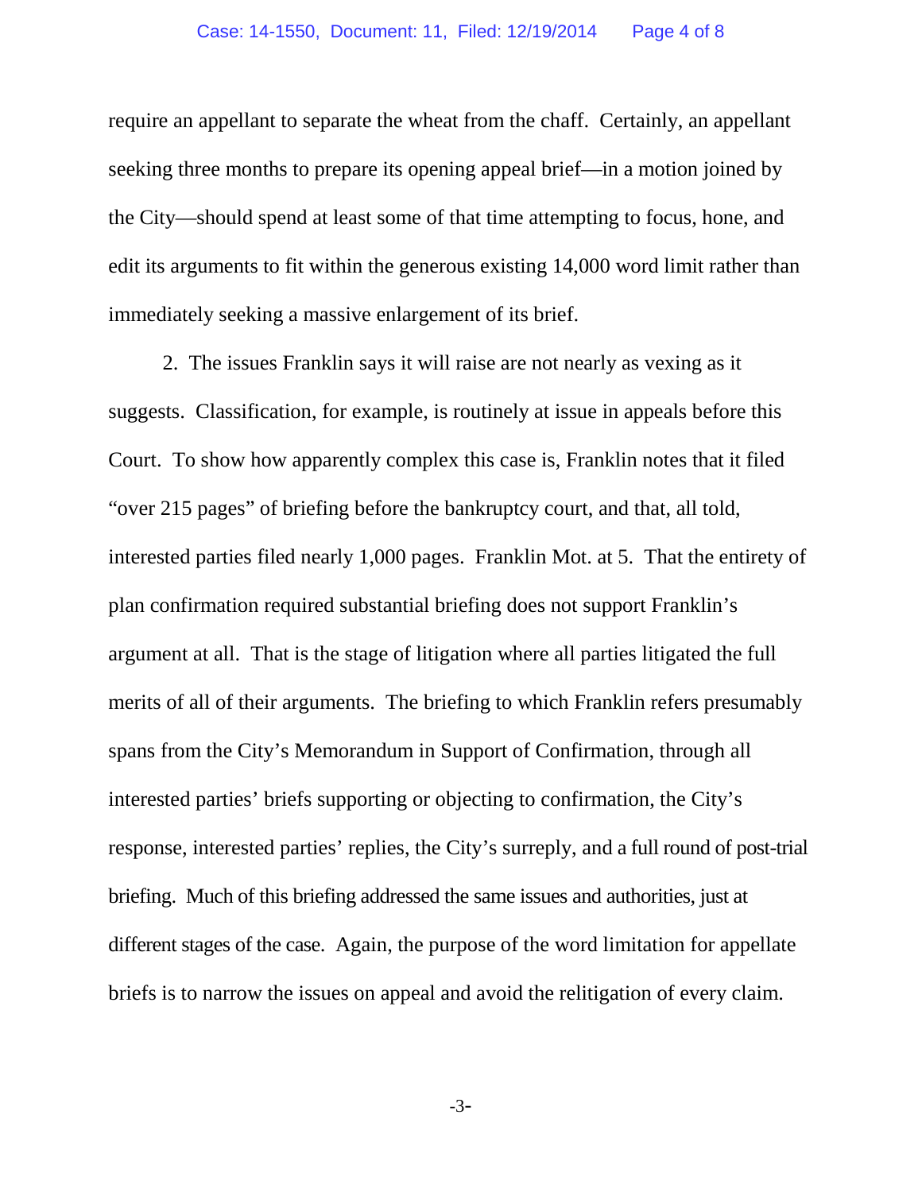require an appellant to separate the wheat from the chaff. Certainly, an appellant seeking three months to prepare its opening appeal brief—in a motion joined by the City—should spend at least some of that time attempting to focus, hone, and edit its arguments to fit within the generous existing 14,000 word limit rather than immediately seeking a massive enlargement of its brief.

2. The issues Franklin says it will raise are not nearly as vexing as it suggests. Classification, for example, is routinely at issue in appeals before this Court. To show how apparently complex this case is, Franklin notes that it filed "over 215 pages" of briefing before the bankruptcy court, and that, all told, interested parties filed nearly 1,000 pages. Franklin Mot. at 5. That the entirety of plan confirmation required substantial briefing does not support Franklin's argument at all. That is the stage of litigation where all parties litigated the full merits of all of their arguments. The briefing to which Franklin refers presumably spans from the City's Memorandum in Support of Confirmation, through all interested parties' briefs supporting or objecting to confirmation, the City's response, interested parties' replies, the City's surreply, and a full round of post-trial briefing. Much of this briefing addressed the same issues and authorities, just at different stages of the case. Again, the purpose of the word limitation for appellate briefs is to narrow the issues on appeal and avoid the relitigation of every claim.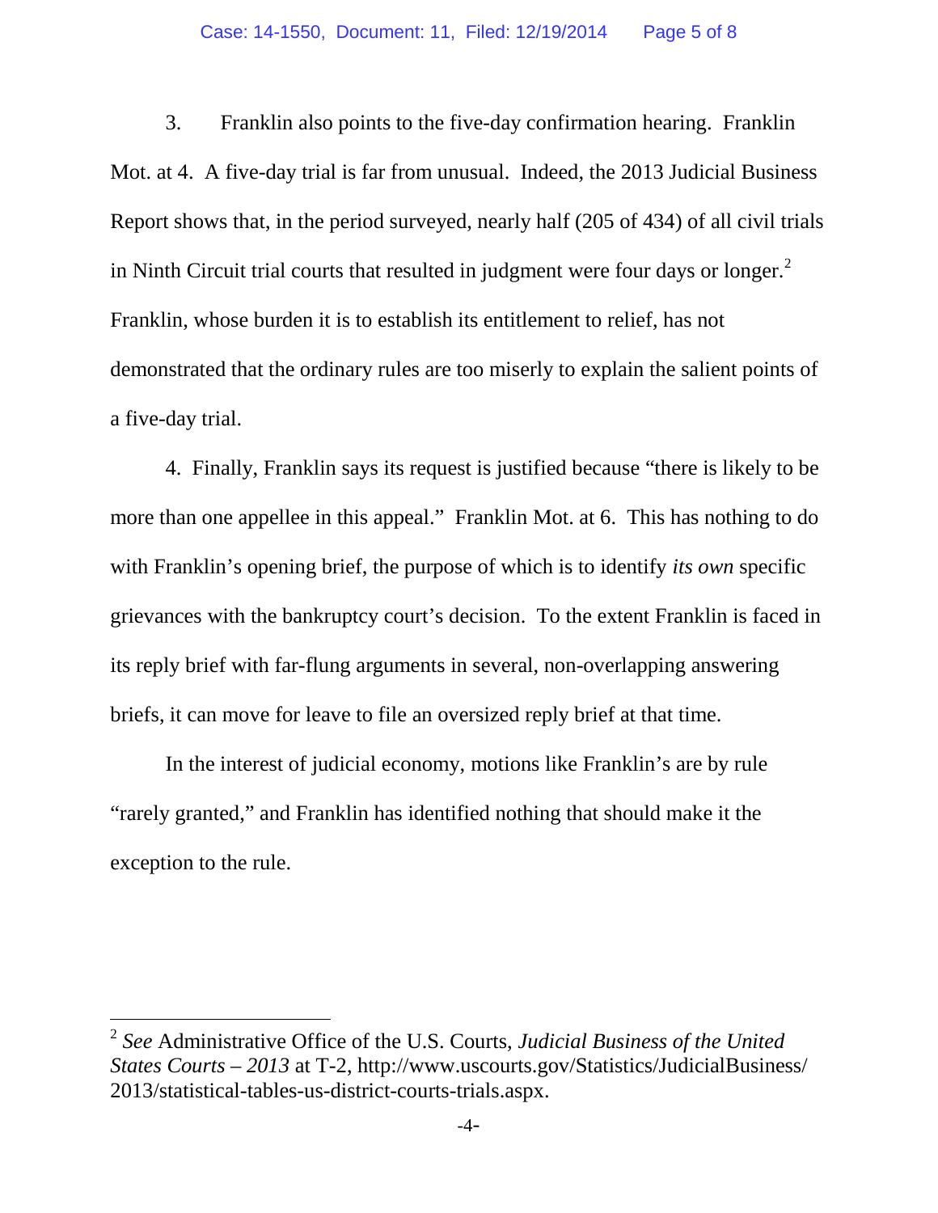3. Franklin also points to the five-day confirmation hearing. Franklin Mot. at 4. A five-day trial is far from unusual. Indeed, the 2013 Judicial Business Report shows that, in the period surveyed, nearly half (205 of 434) of all civil trials in Ninth Circuit trial courts that resulted in judgment were four days or longer.[2] Franklin, whose burden it is to establish its entitlement to relief, has not demonstrated that the ordinary rules are too miserly to explain the salient points of a five-day trial.

4. Finally, Franklin says its request is justified because "there is likely to be more than one appellee in this appeal." Franklin Mot. at 6. This has nothing to do with Franklin's opening brief, the purpose of which is to identify *its own* specific grievances with the bankruptcy court's decision. To the extent Franklin is faced in its reply brief with far-flung arguments in several, non-overlapping answering briefs, it can move for leave to file an oversized reply brief at that time.

In the interest of judicial economy, motions like Franklin's are by rule "rarely granted," and Franklin has identified nothing that should make it the exception to the rule.

---

[2] *See* Administrative Office of the U.S. Courts, *Judicial Business of the United States Courts – 2013* at T-2, http://www.uscourts.gov/Statistics/JudicialBusiness/2013/statistical-tables-us-district-courts-trials.aspx.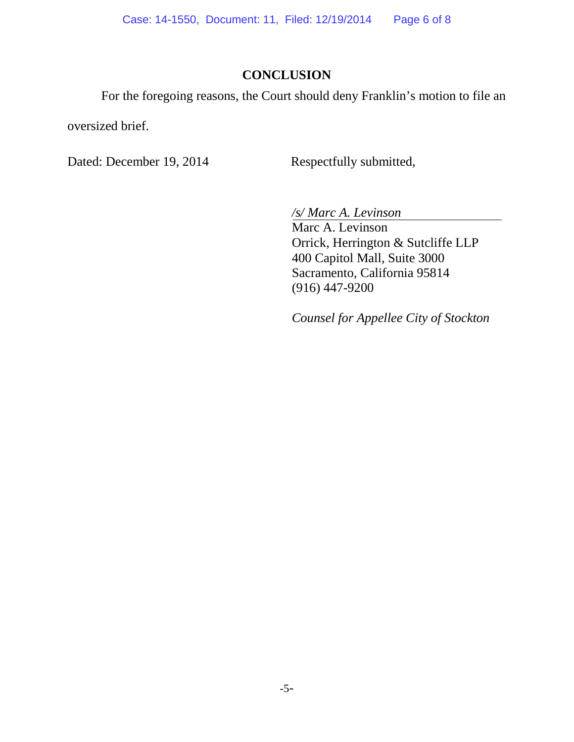## CONCLUSION

For the foregoing reasons, the Court should deny Franklin's motion to file an oversized brief.

Dated: December 19, 2014

Respectfully submitted,

*/s/ Marc A. Levinson*

Marc A. Levinson
Orrick, Herrington & Sutcliffe LLP
400 Capitol Mall, Suite 3000
Sacramento, California 95814
(916) 447-9200

*Counsel for Appellee City of Stockton*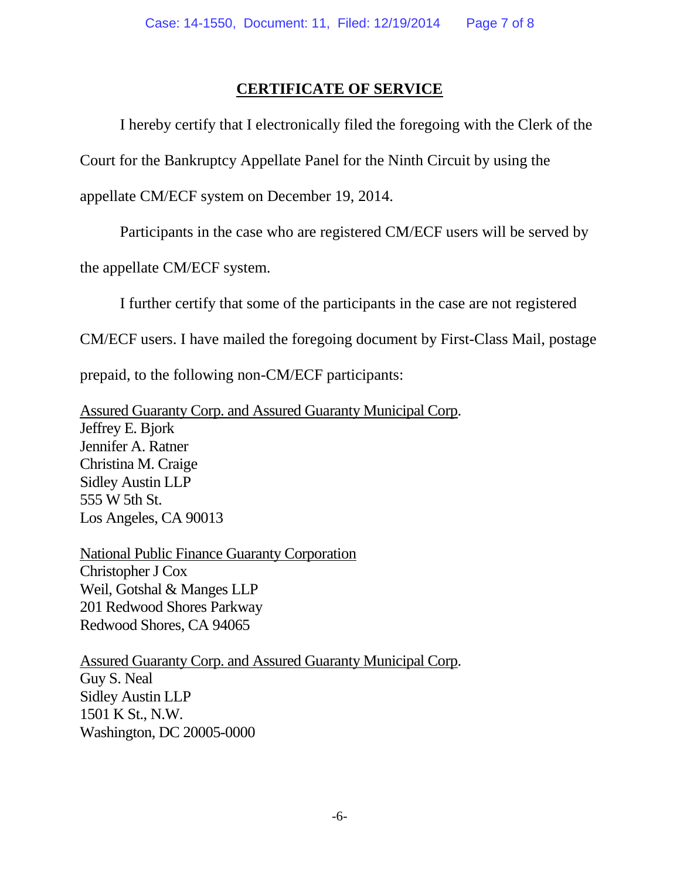## CERTIFICATE OF SERVICE

I hereby certify that I electronically filed the foregoing with the Clerk of the Court for the Bankruptcy Appellate Panel for the Ninth Circuit by using the appellate CM/ECF system on December 19, 2014.

Participants in the case who are registered CM/ECF users will be served by the appellate CM/ECF system.

I further certify that some of the participants in the case are not registered CM/ECF users. I have mailed the foregoing document by First-Class Mail, postage prepaid, to the following non-CM/ECF participants:

<u>Assured Guaranty Corp. and Assured Guaranty Municipal Corp</u>.
Jeffrey E. Bjork
Jennifer A. Ratner
Christina M. Craige
Sidley Austin LLP
555 W 5th St.
Los Angeles, CA 90013

<u>National Public Finance Guaranty Corporation</u>
Christopher J Cox
Weil, Gotshal & Manges LLP
201 Redwood Shores Parkway
Redwood Shores, CA 94065

<u>Assured Guaranty Corp. and Assured Guaranty Municipal Corp</u>.
Guy S. Neal
Sidley Austin LLP
1501 K St., N.W.
Washington, DC 20005-0000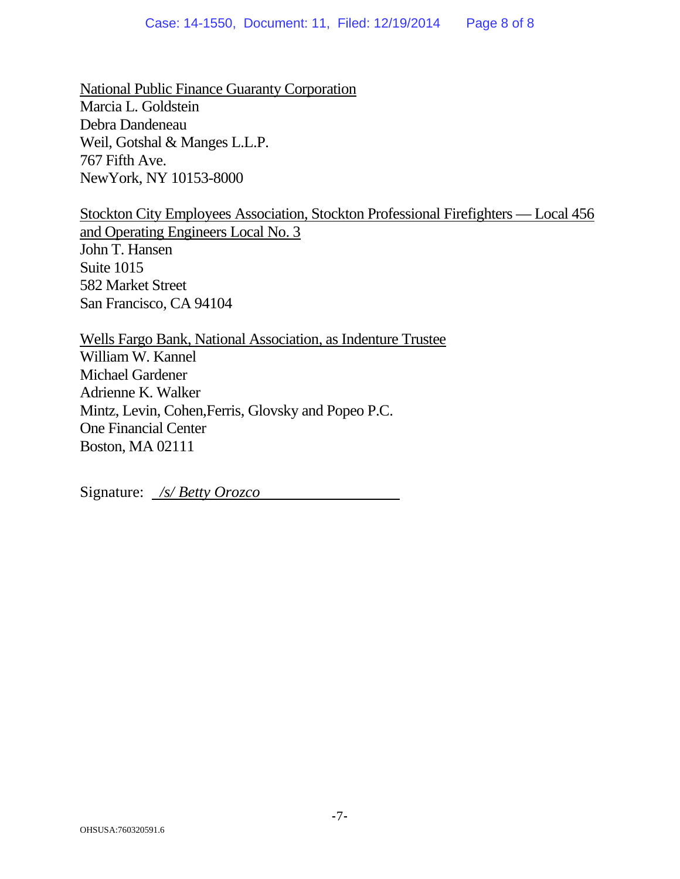<u>National Public Finance Guaranty Corporation</u>
Marcia L. Goldstein
Debra Dandeneau
Weil, Gotshal & Manges L.L.P.
767 Fifth Ave.
NewYork, NY 10153-8000

<u>Stockton City Employees Association, Stockton Professional Firefighters — Local 456 and Operating Engineers Local No. 3</u>
John T. Hansen
Suite 1015
582 Market Street
San Francisco, CA 94104

<u>Wells Fargo Bank, National Association, as Indenture Trustee</u>
William W. Kannel
Michael Gardener
Adrienne K. Walker
Mintz, Levin, Cohen,Ferris, Glovsky and Popeo P.C.
One Financial Center
Boston, MA 02111

Signature: *_/s/ Betty Orozco_*

OHSUSA:760320591.6